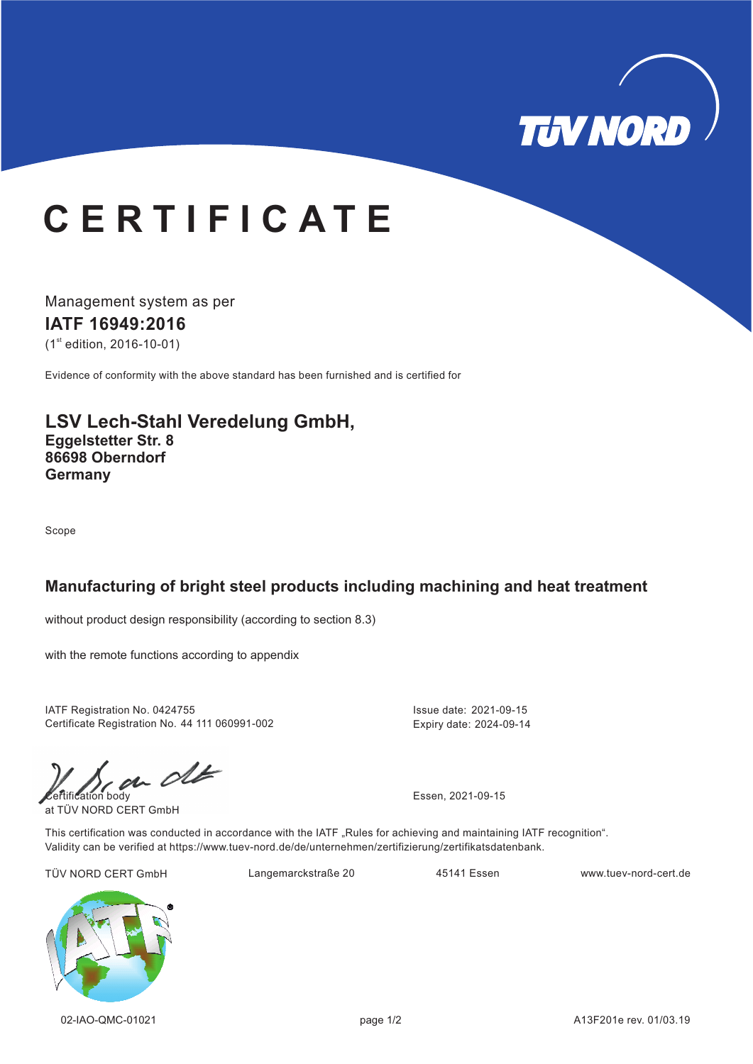TÜV NORD

# CERTIFICATE

Management system as per

**IATF 16949:2016**

(1st edition, 2016-10-01)

Evidence of conformity with the above standard has been furnished and is certified for

## LSV Lech-Stahl Veredelung GmbH,

**Eggelstetter Str. 8**
**86698 Oberndorf**
**Germany**

Scope

### Manufacturing of bright steel products including machining and heat treatment

without product design responsibility (according to section 8.3)

with the remote functions according to appendix

IATF Registration No. 0424755
Certificate Registration No. 44 111 060991-002

Issue date: 2021-09-15
Expiry date: 2024-09-14

Certification body
at TÜV NORD CERT GmbH

Essen, 2021-09-15

This certification was conducted in accordance with the IATF „Rules for achieving and maintaining IATF recognition".
Validity can be verified at https://www.tuev-nord.de/de/unternehmen/zertifizierung/zertifikatsdatenbank.

TÜV NORD CERT GmbH    Langemarckstraße 20    45141 Essen    www.tuev-nord-cert.de

02-IAO-QMC-01021    A13F201e rev. 01/03.19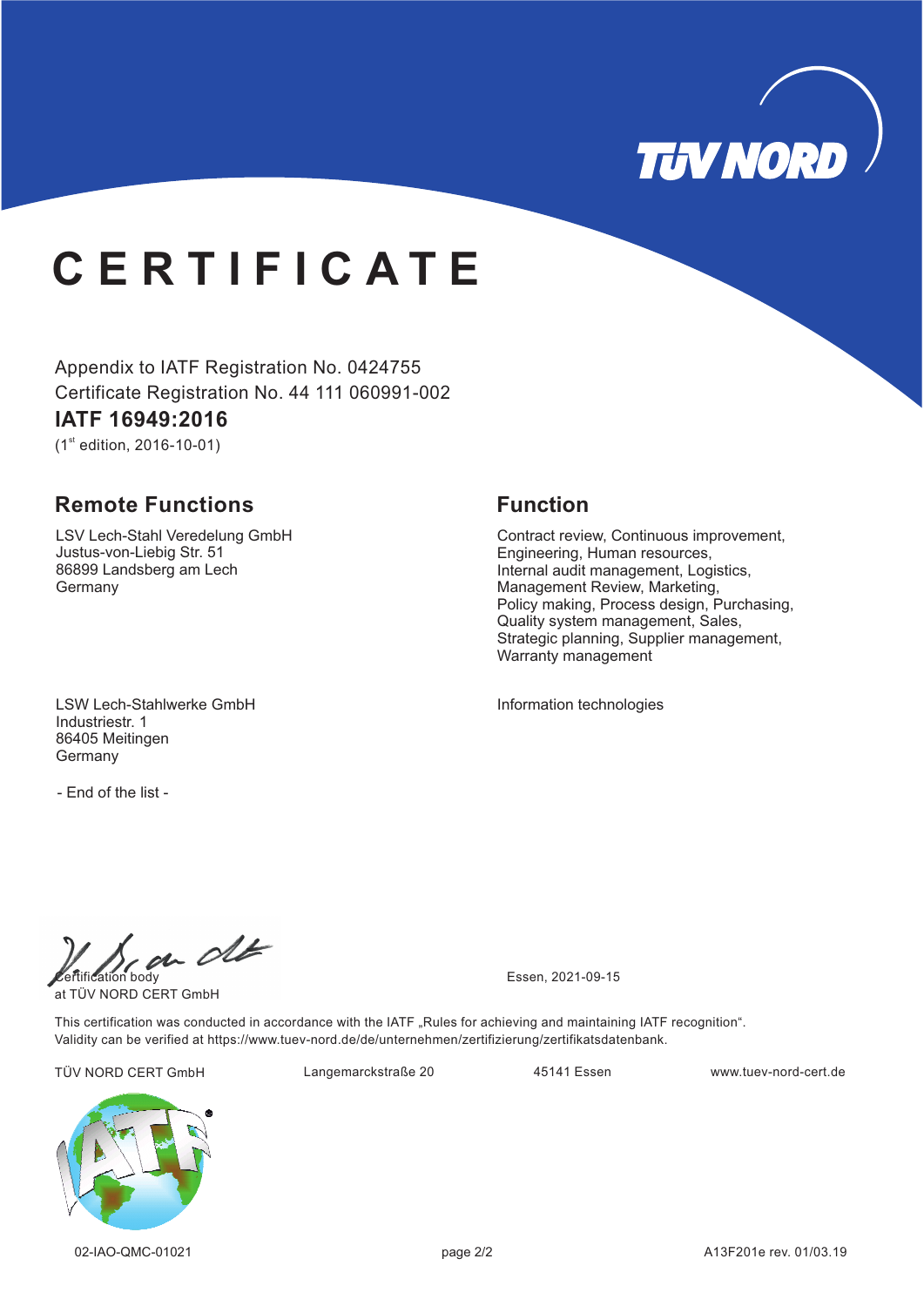# CERTIFICATE

Appendix to IATF Registration No. 0424755
Certificate Registration No. 44 111 060991-002

**IATF 16949:2016**
(1st edition, 2016-10-01)

| Remote Functions | Function |
| --- | --- |
| LSV Lech-Stahl Veredelung GmbH<br>Justus-von-Liebig Str. 51<br>86899 Landsberg am Lech<br>Germany | Contract review, Continuous improvement, Engineering, Human resources, Internal audit management, Logistics, Management Review, Marketing, Policy making, Process design, Purchasing, Quality system management, Sales, Strategic planning, Supplier management, Warranty management |
| LSW Lech-Stahlwerke GmbH<br>Industriestr. 1<br>86405 Meitingen<br>Germany | Information technologies |

- End of the list -

Certification body
at TÜV NORD CERT GmbH

Essen, 2021-09-15

This certification was conducted in accordance with the IATF „Rules for achieving and maintaining IATF recognition".
Validity can be verified at https://www.tuev-nord.de/de/unternehmen/zertifizierung/zertifikatsdatenbank.

TÜV NORD CERT GmbH Langemarckstraße 20 45141 Essen www.tuev-nord-cert.de

02-IAO-QMC-01021 A13F201e rev. 01/03.19